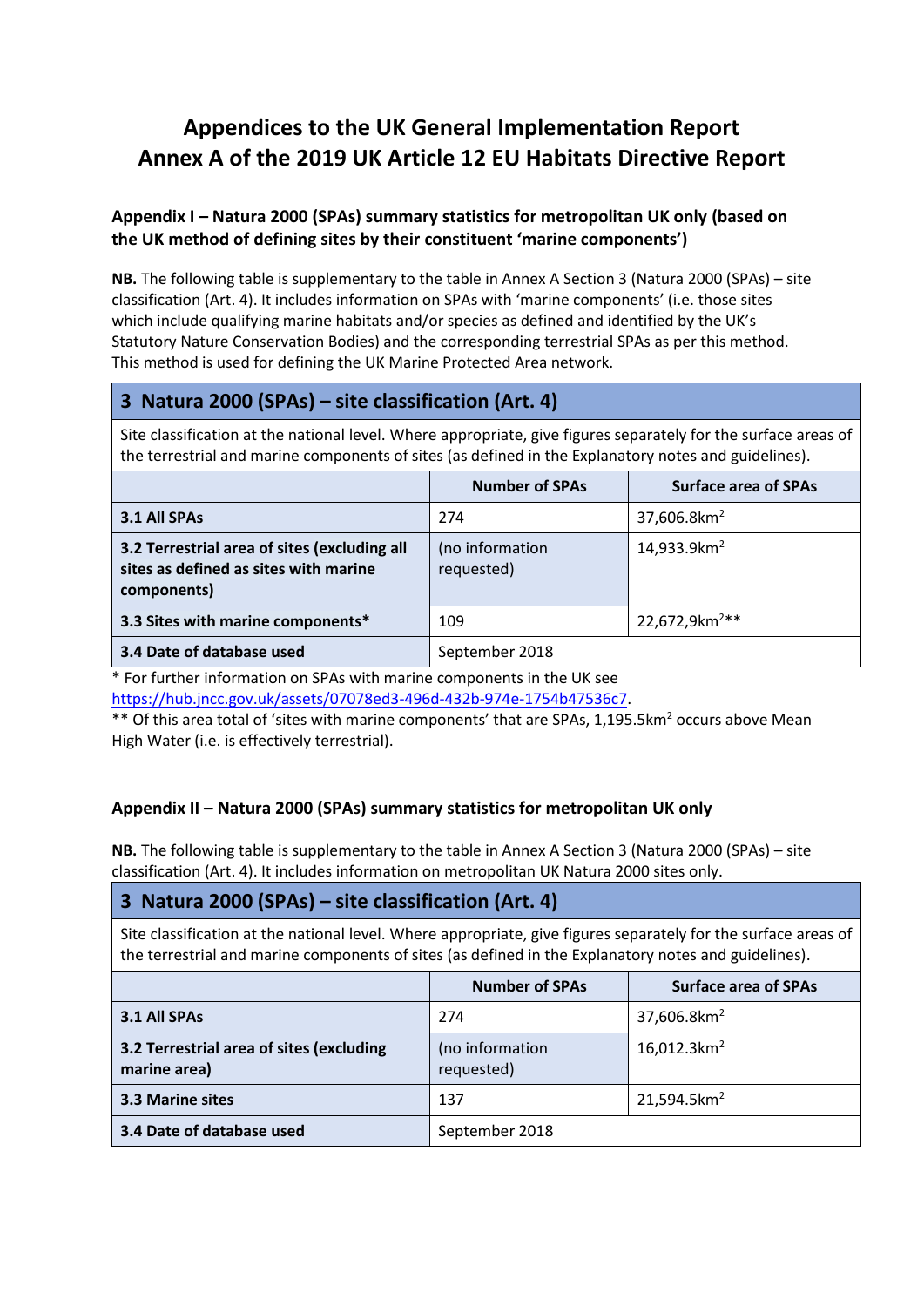# Appendices to the UK General Implementation Report
# Annex A of the 2019 UK Article 12 EU Habitats Directive Report

### Appendix I – Natura 2000 (SPAs) summary statistics for metropolitan UK only (based on the UK method of defining sites by their constituent 'marine components')

**NB.** The following table is supplementary to the table in Annex A Section 3 (Natura 2000 (SPAs) – site classification (Art. 4). It includes information on SPAs with 'marine components' (i.e. those sites which include qualifying marine habitats and/or species as defined and identified by the UK's Statutory Nature Conservation Bodies) and the corresponding terrestrial SPAs as per this method. This method is used for defining the UK Marine Protected Area network.

| **3 Natura 2000 (SPAs) – site classification (Art. 4)** | | |
|---|---|---|
| Site classification at the national level. Where appropriate, give figures separately for the surface areas of the terrestrial and marine components of sites (as defined in the Explanatory notes and guidelines). | | |
| | **Number of SPAs** | **Surface area of SPAs** |
| **3.1 All SPAs** | 274 | 37,606.8km$^2$ |
| **3.2 Terrestrial area of sites (excluding all sites as defined as sites with marine components)** | (no information requested) | 14,933.9km$^2$ |
| **3.3 Sites with marine components*** | 109 | 22,672,9km$^2$** |
| **3.4 Date of database used** | September 2018 | |

\* For further information on SPAs with marine components in the UK see https://hub.jncc.gov.uk/assets/07078ed3-496d-432b-974e-1754b47536c7.

\** Of this area total of 'sites with marine components' that are SPAs, 1,195.5km$^2$ occurs above Mean High Water (i.e. is effectively terrestrial).

### Appendix II – Natura 2000 (SPAs) summary statistics for metropolitan UK only

**NB.** The following table is supplementary to the table in Annex A Section 3 (Natura 2000 (SPAs) – site classification (Art. 4). It includes information on metropolitan UK Natura 2000 sites only.

| **3 Natura 2000 (SPAs) – site classification (Art. 4)** | | |
|---|---|---|
| Site classification at the national level. Where appropriate, give figures separately for the surface areas of the terrestrial and marine components of sites (as defined in the Explanatory notes and guidelines). | | |
| | **Number of SPAs** | **Surface area of SPAs** |
| **3.1 All SPAs** | 274 | 37,606.8km$^2$ |
| **3.2 Terrestrial area of sites (excluding marine area)** | (no information requested) | 16,012.3km$^2$ |
| **3.3 Marine sites** | 137 | 21,594.5km$^2$ |
| **3.4 Date of database used** | September 2018 | |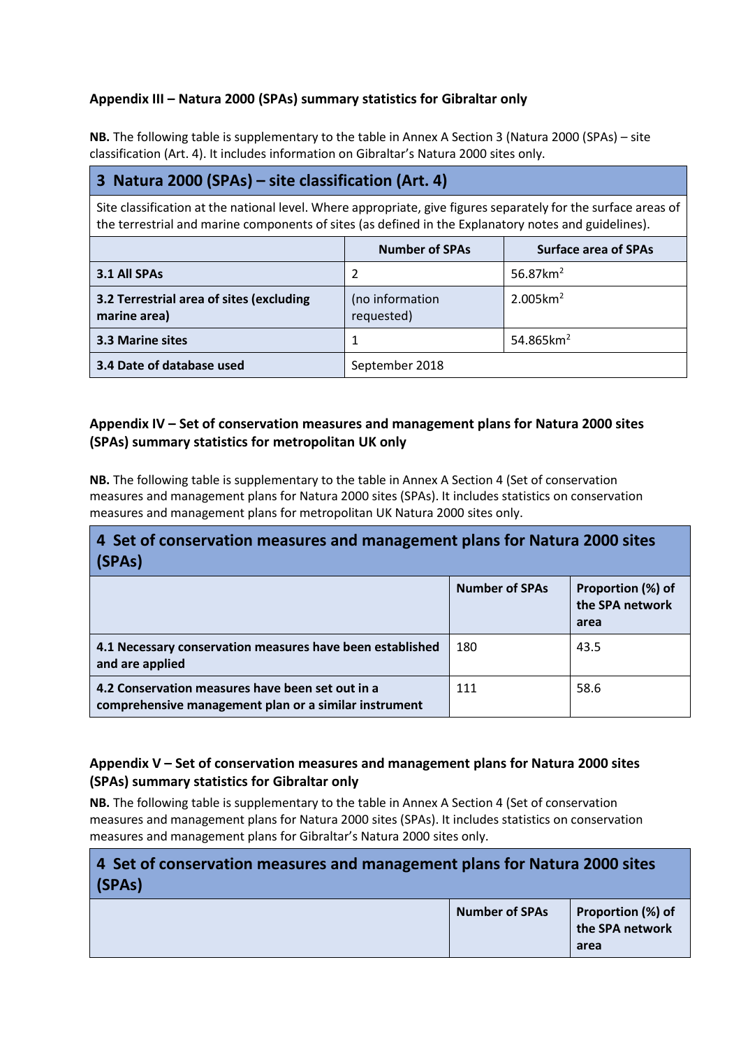### Appendix III – Natura 2000 (SPAs) summary statistics for Gibraltar only

**NB.** The following table is supplementary to the table in Annex A Section 3 (Natura 2000 (SPAs) – site classification (Art. 4). It includes information on Gibraltar's Natura 2000 sites only.

| **3 Natura 2000 (SPAs) – site classification (Art. 4)** | | |
|---|---|---|
| Site classification at the national level. Where appropriate, give figures separately for the surface areas of the terrestrial and marine components of sites (as defined in the Explanatory notes and guidelines). | | |
| | **Number of SPAs** | **Surface area of SPAs** |
| **3.1 All SPAs** | 2 | 56.87km$^2$ |
| **3.2 Terrestrial area of sites (excluding marine area)** | (no information requested) | 2.005km$^2$ |
| **3.3 Marine sites** | 1 | 54.865km$^2$ |
| **3.4 Date of database used** | September 2018 | |

### Appendix IV – Set of conservation measures and management plans for Natura 2000 sites (SPAs) summary statistics for metropolitan UK only

**NB.** The following table is supplementary to the table in Annex A Section 4 (Set of conservation measures and management plans for Natura 2000 sites (SPAs). It includes statistics on conservation measures and management plans for metropolitan UK Natura 2000 sites only.

| **4 Set of conservation measures and management plans for Natura 2000 sites (SPAs)** | | |
|---|---|---|
| | **Number of SPAs** | **Proportion (%) of the SPA network area** |
| **4.1 Necessary conservation measures have been established and are applied** | 180 | 43.5 |
| **4.2 Conservation measures have been set out in a comprehensive management plan or a similar instrument** | 111 | 58.6 |

### Appendix V – Set of conservation measures and management plans for Natura 2000 sites (SPAs) summary statistics for Gibraltar only

**NB.** The following table is supplementary to the table in Annex A Section 4 (Set of conservation measures and management plans for Natura 2000 sites (SPAs). It includes statistics on conservation measures and management plans for Gibraltar's Natura 2000 sites only.

| **4 Set of conservation measures and management plans for Natura 2000 sites (SPAs)** | | |
|---|---|---|
| | **Number of SPAs** | **Proportion (%) of the SPA network area** |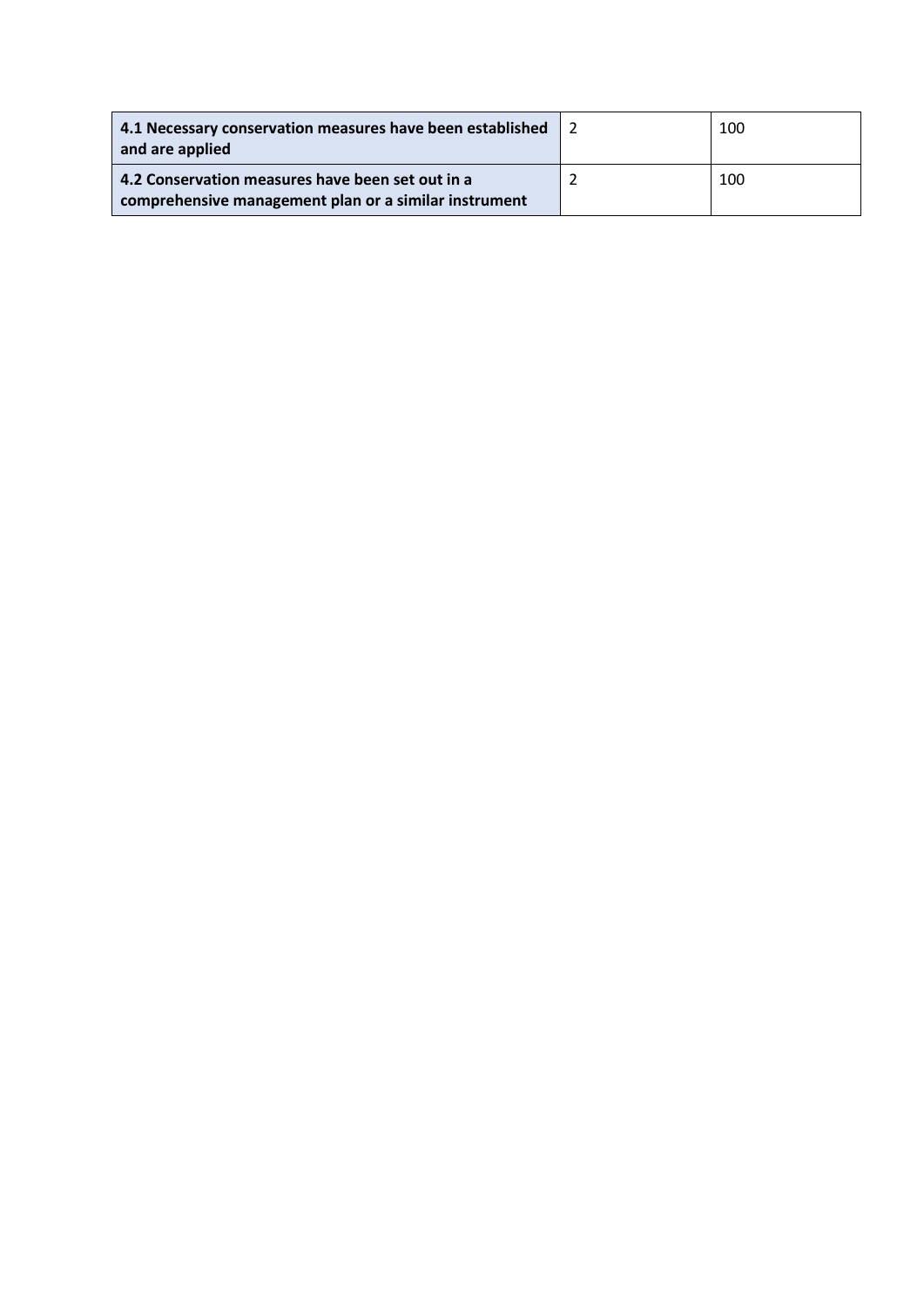| | | |
|---|---|---|
| **4.1 Necessary conservation measures have been established and are applied** | 2 | 100 |
| **4.2 Conservation measures have been set out in a comprehensive management plan or a similar instrument** | 2 | 100 |